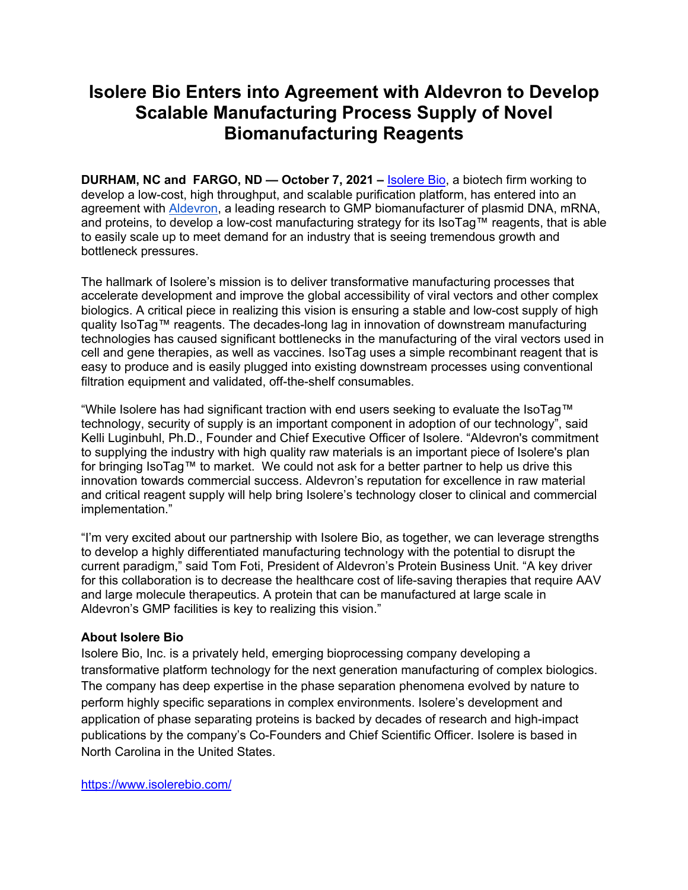# Isolere Bio Enters into Agreement with Aldevron to Develop Scalable Manufacturing Process Supply of Novel Biomanufacturing Reagents

**DURHAM, NC and FARGO, ND — October 7, 2021 –** [Isolere Bio](https://www.isolerebio.com/), a biotech firm working to develop a low-cost, high throughput, and scalable purification platform, has entered into an agreement with Aldevron, a leading research to GMP biomanufacturer of plasmid DNA, mRNA, and proteins, to develop a low-cost manufacturing strategy for its IsoTag™ reagents, that is able to easily scale up to meet demand for an industry that is seeing tremendous growth and bottleneck pressures.

The hallmark of Isolere's mission is to deliver transformative manufacturing processes that accelerate development and improve the global accessibility of viral vectors and other complex biologics. A critical piece in realizing this vision is ensuring a stable and low-cost supply of high quality IsoTag™ reagents. The decades-long lag in innovation of downstream manufacturing technologies has caused significant bottlenecks in the manufacturing of the viral vectors used in cell and gene therapies, as well as vaccines. IsoTag uses a simple recombinant reagent that is easy to produce and is easily plugged into existing downstream processes using conventional filtration equipment and validated, off-the-shelf consumables.

"While Isolere has had significant traction with end users seeking to evaluate the IsoTag™ technology, security of supply is an important component in adoption of our technology", said Kelli Luginbuhl, Ph.D., Founder and Chief Executive Officer of Isolere. "Aldevron's commitment to supplying the industry with high quality raw materials is an important piece of Isolere's plan for bringing IsoTag™ to market. We could not ask for a better partner to help us drive this innovation towards commercial success. Aldevron's reputation for excellence in raw material and critical reagent supply will help bring Isolere's technology closer to clinical and commercial implementation."

"I'm very excited about our partnership with Isolere Bio, as together, we can leverage strengths to develop a highly differentiated manufacturing technology with the potential to disrupt the current paradigm," said Tom Foti, President of Aldevron's Protein Business Unit. "A key driver for this collaboration is to decrease the healthcare cost of life-saving therapies that require AAV and large molecule therapeutics. A protein that can be manufactured at large scale in Aldevron's GMP facilities is key to realizing this vision."

**About Isolere Bio**

Isolere Bio, Inc. is a privately held, emerging bioprocessing company developing a transformative platform technology for the next generation manufacturing of complex biologics. The company has deep expertise in the phase separation phenomena evolved by nature to perform highly specific separations in complex environments. Isolere's development and application of phase separating proteins is backed by decades of research and high-impact publications by the company's Co-Founders and Chief Scientific Officer. Isolere is based in North Carolina in the United States.

https://www.isolerebio.com/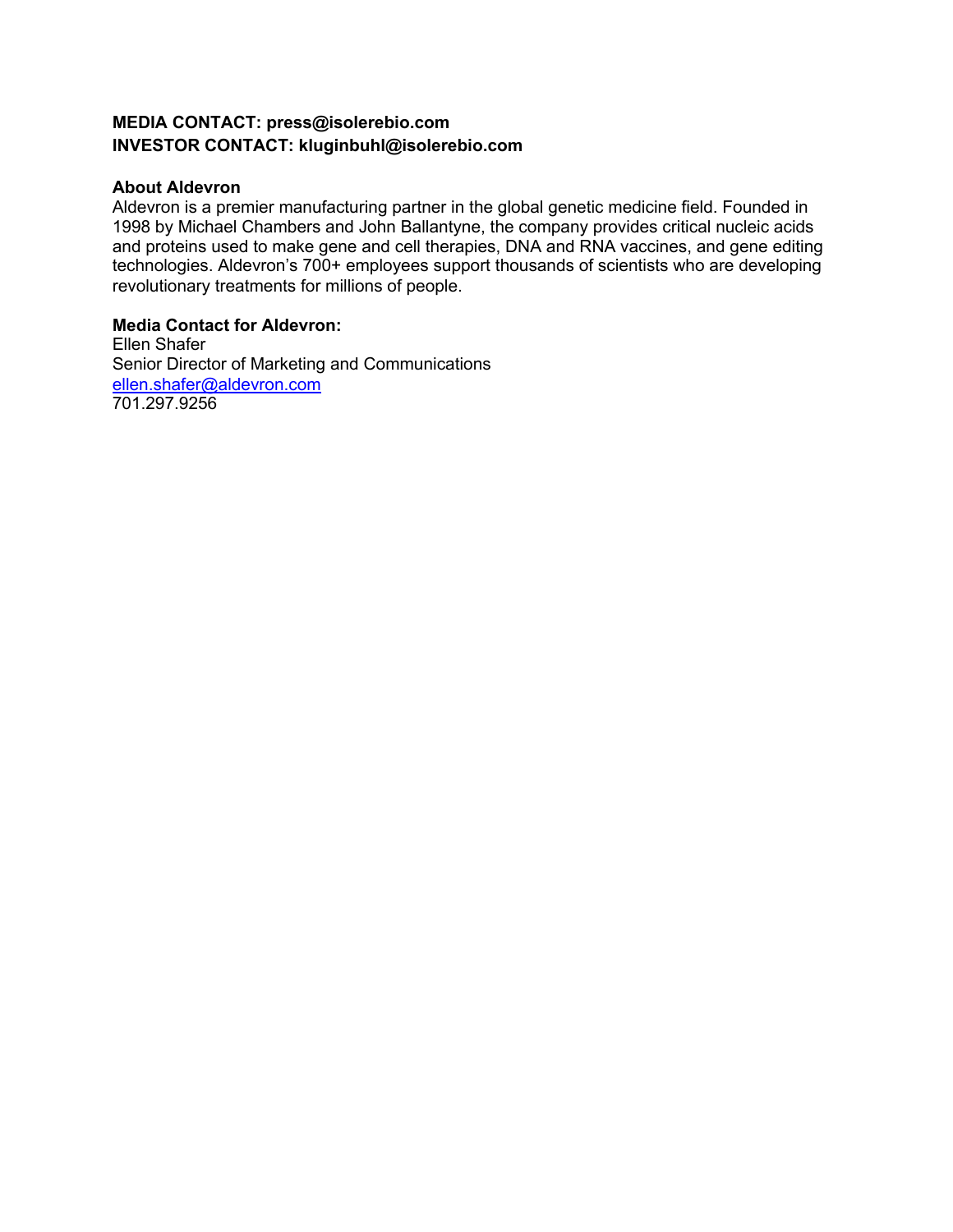**MEDIA CONTACT: press@isolerebio.com**
**INVESTOR CONTACT: kluginbuhl@isolerebio.com**

**About Aldevron**
Aldevron is a premier manufacturing partner in the global genetic medicine field. Founded in 1998 by Michael Chambers and John Ballantyne, the company provides critical nucleic acids and proteins used to make gene and cell therapies, DNA and RNA vaccines, and gene editing technologies. Aldevron's 700+ employees support thousands of scientists who are developing revolutionary treatments for millions of people.

**Media Contact for Aldevron:**
Ellen Shafer
Senior Director of Marketing and Communications
ellen.shafer@aldevron.com
701.297.9256